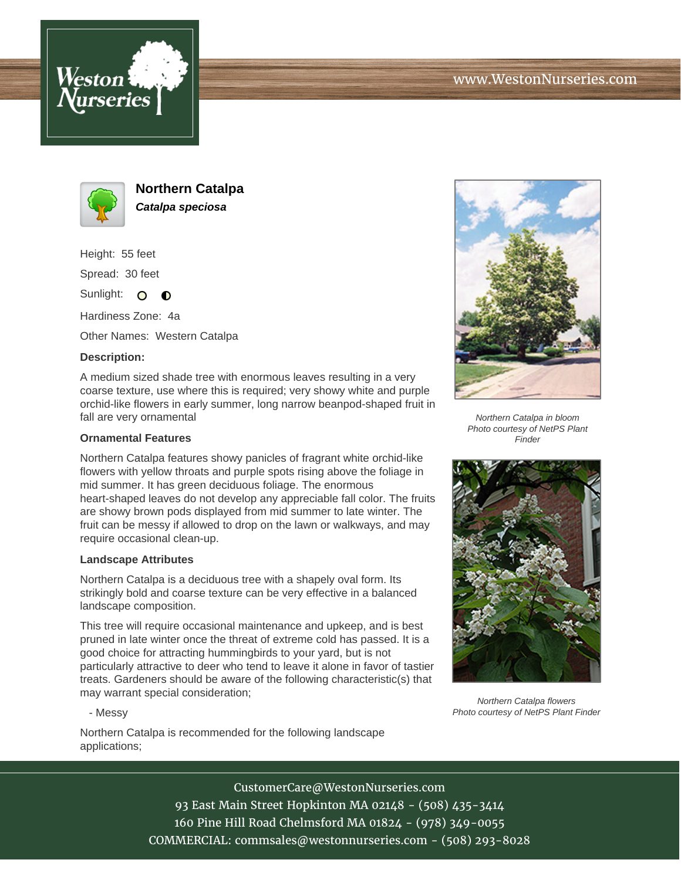# Northern Catalpa

***Catalpa speciosa***

Height: 55 feet

Spread: 30 feet

Sunlight:

Hardiness Zone: 4a

Other Names: Western Catalpa

**Description:**

A medium sized shade tree with enormous leaves resulting in a very coarse texture, use where this is required; very showy white and purple orchid-like flowers in early summer, long narrow beanpod-shaped fruit in fall are very ornamental

### Ornamental Features

Northern Catalpa features showy panicles of fragrant white orchid-like flowers with yellow throats and purple spots rising above the foliage in mid summer. It has green deciduous foliage. The enormous heart-shaped leaves do not develop any appreciable fall color. The fruits are showy brown pods displayed from mid summer to late winter. The fruit can be messy if allowed to drop on the lawn or walkways, and may require occasional clean-up.

### Landscape Attributes

Northern Catalpa is a deciduous tree with a shapely oval form. Its strikingly bold and coarse texture can be very effective in a balanced landscape composition.

This tree will require occasional maintenance and upkeep, and is best pruned in late winter once the threat of extreme cold has passed. It is a good choice for attracting hummingbirds to your yard, but is not particularly attractive to deer who tend to leave it alone in favor of tastier treats. Gardeners should be aware of the following characteristic(s) that may warrant special consideration;

- Messy

Northern Catalpa is recommended for the following landscape applications;

*Northern Catalpa in bloom*
*Photo courtesy of NetPS Plant Finder*

*Northern Catalpa flowers*
*Photo courtesy of NetPS Plant Finder*

CustomerCare@WestonNurseries.com
93 East Main Street Hopkinton MA 02148 - (508) 435-3414
160 Pine Hill Road Chelmsford MA 01824 - (978) 349-0055
COMMERCIAL: commsales@westonnurseries.com - (508) 293-8028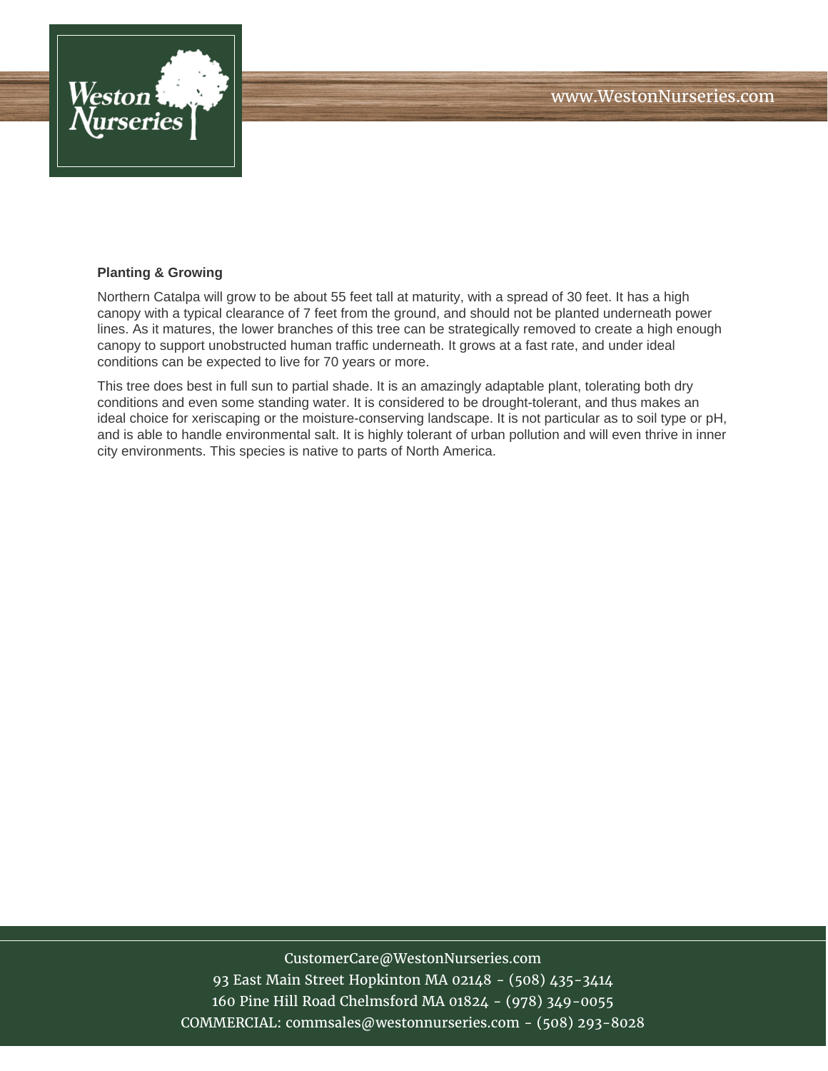**Planting & Growing**

Northern Catalpa will grow to be about 55 feet tall at maturity, with a spread of 30 feet. It has a high canopy with a typical clearance of 7 feet from the ground, and should not be planted underneath power lines. As it matures, the lower branches of this tree can be strategically removed to create a high enough canopy to support unobstructed human traffic underneath. It grows at a fast rate, and under ideal conditions can be expected to live for 70 years or more.

This tree does best in full sun to partial shade. It is an amazingly adaptable plant, tolerating both dry conditions and even some standing water. It is considered to be drought-tolerant, and thus makes an ideal choice for xeriscaping or the moisture-conserving landscape. It is not particular as to soil type or pH, and is able to handle environmental salt. It is highly tolerant of urban pollution and will even thrive in inner city environments. This species is native to parts of North America.